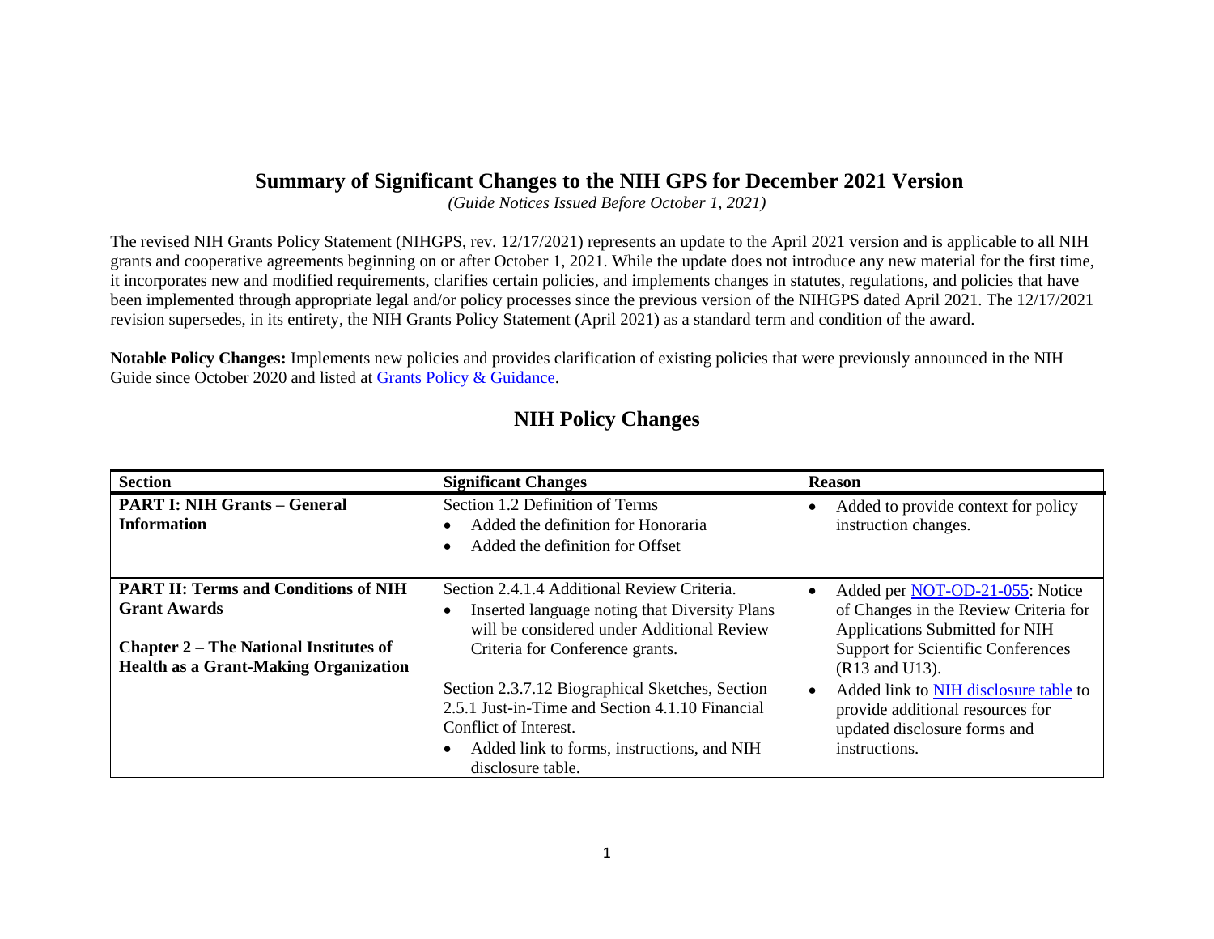# Summary of Significant Changes to the NIH GPS for December 2021 Version

*(Guide Notices Issued Before October 1, 2021)*

The revised NIH Grants Policy Statement (NIHGPS, rev. 12/17/2021) represents an update to the April 2021 version and is applicable to all NIH grants and cooperative agreements beginning on or after October 1, 2021. While the update does not introduce any new material for the first time, it incorporates new and modified requirements, clarifies certain policies, and implements changes in statutes, regulations, and policies that have been implemented through appropriate legal and/or policy processes since the previous version of the NIHGPS dated April 2021. The 12/17/2021 revision supersedes, in its entirety, the NIH Grants Policy Statement (April 2021) as a standard term and condition of the award.

**Notable Policy Changes:** Implements new policies and provides clarification of existing policies that were previously announced in the NIH Guide since October 2020 and listed at Grants Policy & Guidance.

## NIH Policy Changes

| Section | Significant Changes | Reason |
|---|---|---|
| **PART I: NIH Grants – General Information** | Section 1.2 Definition of Terms<br>• Added the definition for Honoraria<br>• Added the definition for Offset | • Added to provide context for policy instruction changes. |
| **PART II: Terms and Conditions of NIH Grant Awards**<br><br>**Chapter 2 – The National Institutes of Health as a Grant-Making Organization** | Section 2.4.1.4 Additional Review Criteria.<br>• Inserted language noting that Diversity Plans will be considered under Additional Review Criteria for Conference grants. | • Added per NOT-OD-21-055: Notice of Changes in the Review Criteria for Applications Submitted for NIH Support for Scientific Conferences (R13 and U13). |
| | Section 2.3.7.12 Biographical Sketches, Section 2.5.1 Just-in-Time and Section 4.1.10 Financial Conflict of Interest.<br>• Added link to forms, instructions, and NIH disclosure table. | • Added link to NIH disclosure table to provide additional resources for updated disclosure forms and instructions. |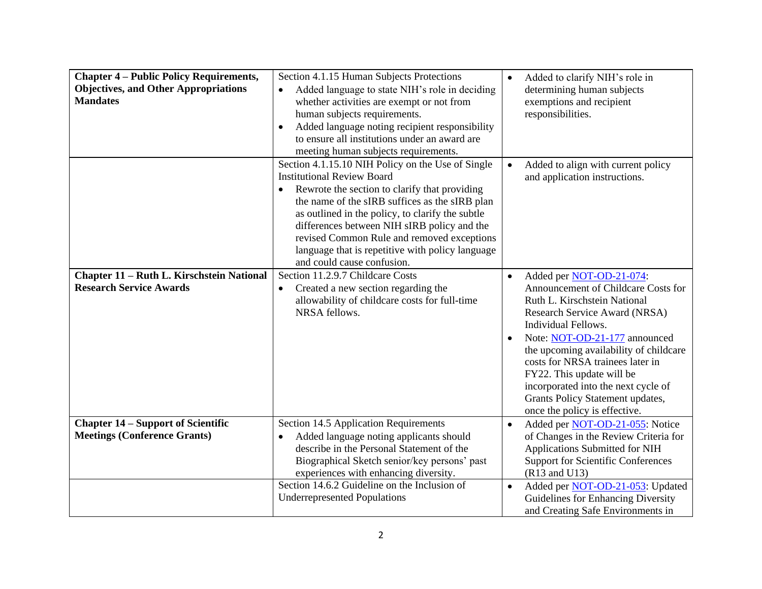| | | |
|---|---|---|
| **Chapter 4 – Public Policy Requirements, Objectives, and Other Appropriations Mandates** | Section 4.1.15 Human Subjects Protections<br>• Added language to state NIH's role in deciding whether activities are exempt or not from human subjects requirements.<br>• Added language noting recipient responsibility to ensure all institutions under an award are meeting human subjects requirements. | • Added to clarify NIH's role in determining human subjects exemptions and recipient responsibilities. |
| | Section 4.1.15.10 NIH Policy on the Use of Single Institutional Review Board<br>• Rewrote the section to clarify that providing the name of the sIRB suffices as the sIRB plan as outlined in the policy, to clarify the subtle differences between NIH sIRB policy and the revised Common Rule and removed exceptions language that is repetitive with policy language and could cause confusion. | • Added to align with current policy and application instructions. |
| **Chapter 11 – Ruth L. Kirschstein National Research Service Awards** | Section 11.2.9.7 Childcare Costs<br>• Created a new section regarding the allowability of childcare costs for full-time NRSA fellows. | • Added per NOT-OD-21-074: Announcement of Childcare Costs for Ruth L. Kirschstein National Research Service Award (NRSA) Individual Fellows.<br>• Note: NOT-OD-21-177 announced the upcoming availability of childcare costs for NRSA trainees later in FY22. This update will be incorporated into the next cycle of Grants Policy Statement updates, once the policy is effective. |
| **Chapter 14 – Support of Scientific Meetings (Conference Grants)** | Section 14.5 Application Requirements<br>• Added language noting applicants should describe in the Personal Statement of the Biographical Sketch senior/key persons' past experiences with enhancing diversity. | • Added per NOT-OD-21-055: Notice of Changes in the Review Criteria for Applications Submitted for NIH Support for Scientific Conferences (R13 and U13) |
| | Section 14.6.2 Guideline on the Inclusion of Underrepresented Populations | • Added per NOT-OD-21-053: Updated Guidelines for Enhancing Diversity and Creating Safe Environments in |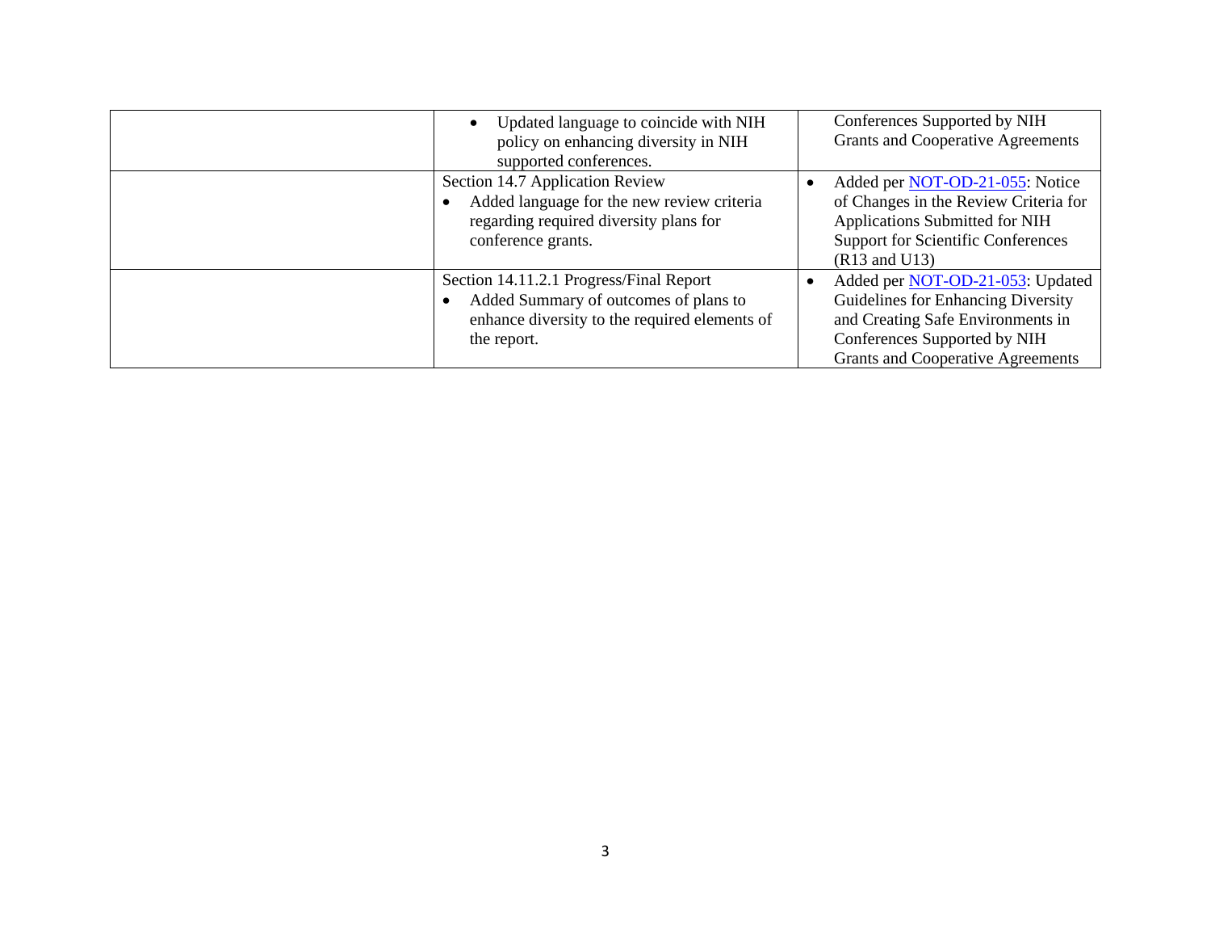| | | |
|---|---|---|
| | • Updated language to coincide with NIH policy on enhancing diversity in NIH supported conferences. | Conferences Supported by NIH Grants and Cooperative Agreements |
| | Section 14.7 Application Review<br>• Added language for the new review criteria regarding required diversity plans for conference grants. | • Added per [NOT-OD-21-055](): Notice of Changes in the Review Criteria for Applications Submitted for NIH Support for Scientific Conferences (R13 and U13) |
| | Section 14.11.2.1 Progress/Final Report<br>• Added Summary of outcomes of plans to enhance diversity to the required elements of the report. | • Added per [NOT-OD-21-053](): Updated Guidelines for Enhancing Diversity and Creating Safe Environments in Conferences Supported by NIH Grants and Cooperative Agreements |